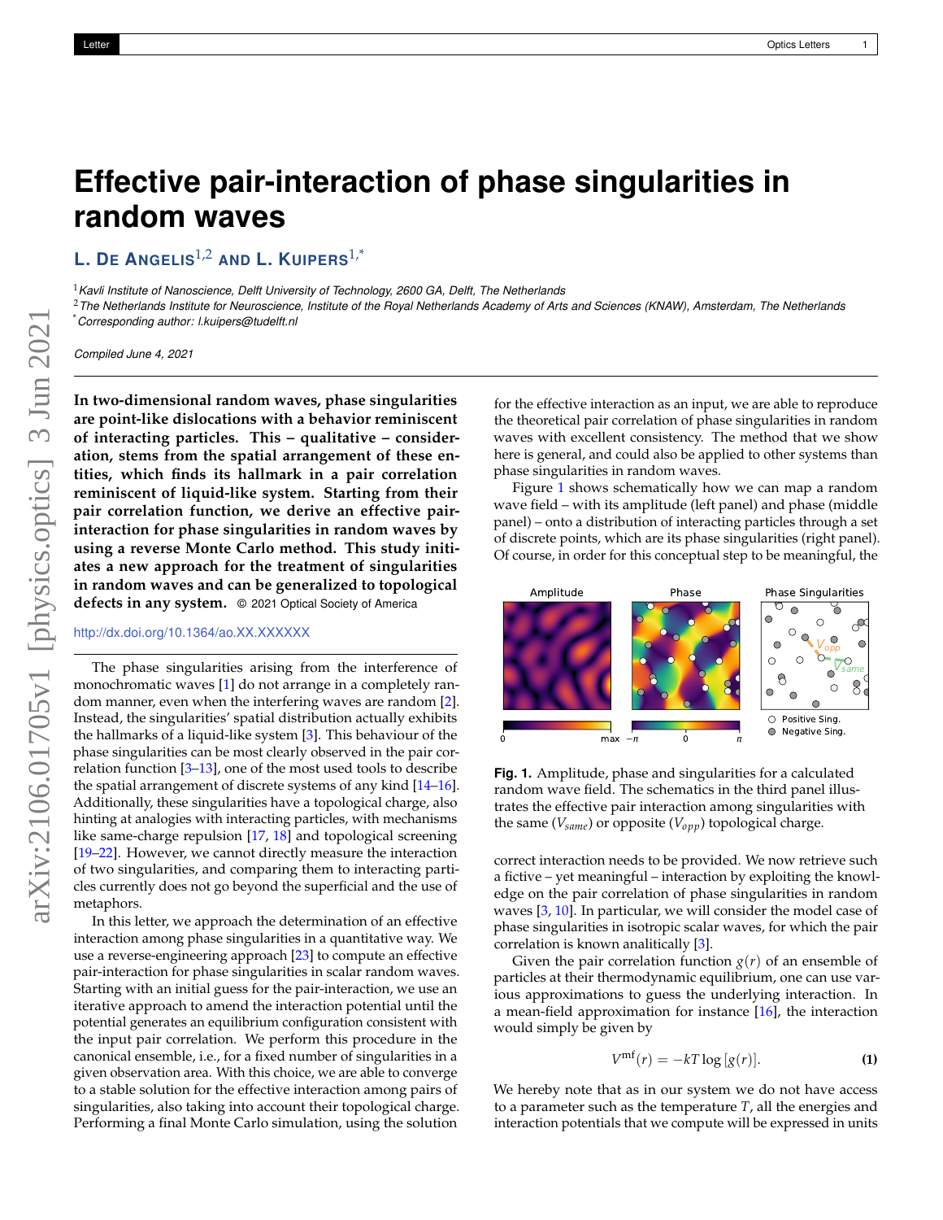# Effective pair-interaction of phase singularities in random waves

**L. De Angelis**[1,2] **and L. Kuipers**[1,*]

[1] *Kavli Institute of Nanoscience, Delft University of Technology, 2600 GA, Delft, The Netherlands*

[2] *The Netherlands Institute for Neuroscience, Institute of the Royal Netherlands Academy of Arts and Sciences (KNAW), Amsterdam, The Netherlands*

[*] *Corresponding author: l.kuipers@tudelft.nl*

*Compiled June 4, 2021*

**In two-dimensional random waves, phase singularities are point-like dislocations with a behavior reminiscent of interacting particles. This – qualitative – consideration, stems from the spatial arrangement of these entities, which finds its hallmark in a pair correlation reminiscent of liquid-like system. Starting from their pair correlation function, we derive an effective pair-interaction for phase singularities in random waves by using a reverse Monte Carlo method. This study initiates a new approach for the treatment of singularities in random waves and can be generalized to topological defects in any system.** © 2021 Optical Society of America

http://dx.doi.org/10.1364/ao.XX.XXXXXX

The phase singularities arising from the interference of monochromatic waves [1] do not arrange in a completely random manner, even when the interfering waves are random [2]. Instead, the singularities' spatial distribution actually exhibits the hallmarks of a liquid-like system [3]. This behaviour of the phase singularities can be most clearly observed in the pair correlation function [3–13], one of the most used tools to describe the spatial arrangement of discrete systems of any kind [14–16]. Additionally, these singularities have a topological charge, also hinting at analogies with interacting particles, with mechanisms like same-charge repulsion [17, 18] and topological screening [19–22]. However, we cannot directly measure the interaction of two singularities, and comparing them to interacting particles currently does not go beyond the superficial and the use of metaphors.

In this letter, we approach the determination of an effective interaction among phase singularities in a quantitative way. We use a reverse-engineering approach [23] to compute an effective pair-interaction for phase singularities in scalar random waves. Starting with an initial guess for the pair-interaction, we use an iterative approach to amend the interaction potential until the potential generates an equilibrium configuration consistent with the input pair correlation. We perform this procedure in the canonical ensemble, i.e., for a fixed number of singularities in a given observation area. With this choice, we are able to converge to a stable solution for the effective interaction among pairs of singularities, also taking into account their topological charge. Performing a final Monte Carlo simulation, using the solution for the effective interaction as an input, we are able to reproduce the theoretical pair correlation of phase singularities in random waves with excellent consistency. The method that we show here is general, and could also be applied to other systems than phase singularities in random waves.

Figure 1 shows schematically how we can map a random wave field – with its amplitude (left panel) and phase (middle panel) – onto a distribution of interacting particles through a set of discrete points, which are its phase singularities (right panel). Of course, in order for this conceptual step to be meaningful, the correct interaction needs to be provided. We now retrieve such a fictive – yet meaningful – interaction by exploiting the knowledge on the pair correlation of phase singularities in random waves [3, 10]. In particular, we will consider the model case of phase singularities in isotropic scalar waves, for which the pair correlation is known analitically [3].

**Fig. 1.** Amplitude, phase and singularities for a calculated random wave field. The schematics in the third panel illustrates the effective pair interaction among singularities with the same ($V_{same}$) or opposite ($V_{opp}$) topological charge.

Given the pair correlation function $g(r)$ of an ensemble of particles at their thermodynamic equilibrium, one can use various approximations to guess the underlying interaction. In a mean-field approximation for instance [16], the interaction would simply be given by

$$V^{\mathrm{mf}}(r) = -kT \log\left[g(r)\right]. \tag{1}$$

We hereby note that as in our system we do not have access to a parameter such as the temperature $T$, all the energies and interaction potentials that we compute will be expressed in units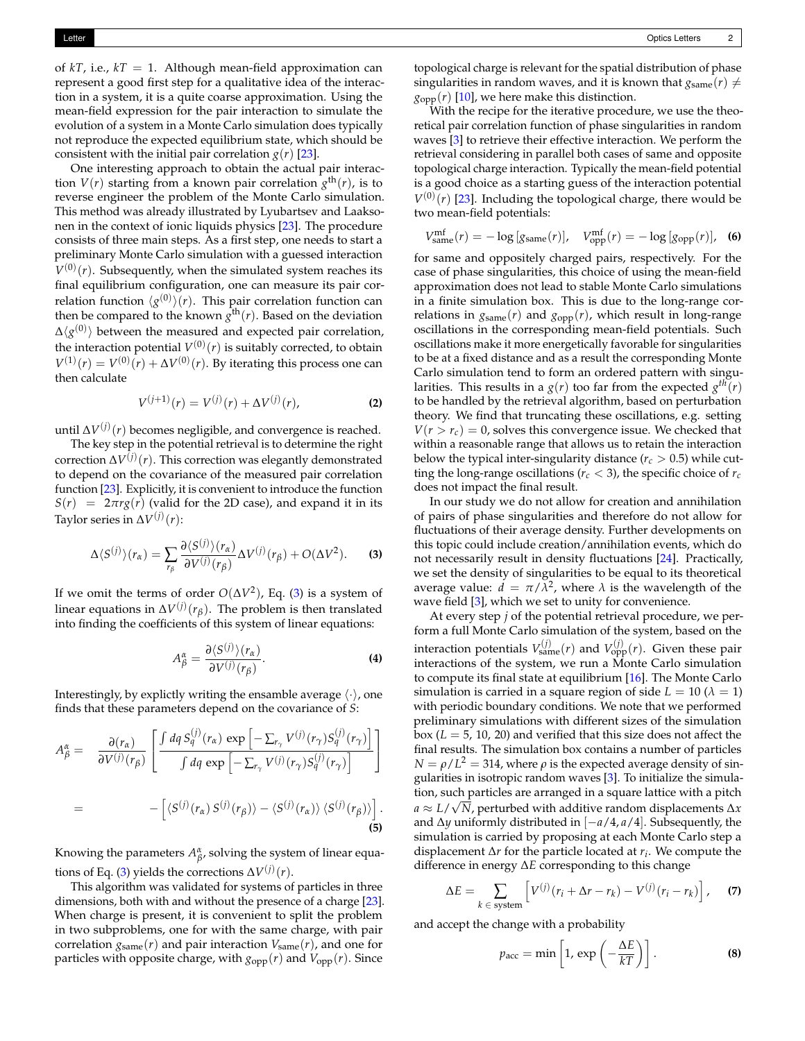of $kT$, i.e., $kT = 1$. Although mean-field approximation can represent a good first step for a qualitative idea of the interaction in a system, it is a quite coarse approximation. Using the mean-field expression for the pair interaction to simulate the evolution of a system in a Monte Carlo simulation does typically not reproduce the expected equilibrium state, which should be consistent with the initial pair correlation $g(r)$ [23].

One interesting approach to obtain the actual pair interaction $V(r)$ starting from a known pair correlation $g^{\text{th}}(r)$, is to reverse engineer the problem of the Monte Carlo simulation. This method was already illustrated by Lyubartsev and Laaksonen in the context of ionic liquids physics [23]. The procedure consists of three main steps. As a first step, one needs to start a preliminary Monte Carlo simulation with a guessed interaction $V^{(0)}(r)$. Subsequently, when the simulated system reaches its final equilibrium configuration, one can measure its pair correlation function $\langle g^{(0)} \rangle(r)$. This pair correlation function can then be compared to the known $g^{\text{th}}(r)$. Based on the deviation $\Delta \langle g^{(0)} \rangle$ between the measured and expected pair correlation, the interaction potential $V^{(0)}(r)$ is suitably corrected, to obtain $V^{(1)}(r) = V^{(0)}(r) + \Delta V^{(0)}(r)$. By iterating this process one can then calculate

$$V^{(j+1)}(r) = V^{(j)}(r) + \Delta V^{(j)}(r), \tag{2}$$

until $\Delta V^{(j)}(r)$ becomes negligible, and convergence is reached.

The key step in the potential retrieval is to determine the right correction $\Delta V^{(j)}(r)$. This correction was elegantly demonstrated to depend on the covariance of the measured pair correlation function [23]. Explicitly, it is convenient to introduce the function $S(r) = 2\pi r g(r)$ (valid for the 2D case), and expand it in its Taylor series in $\Delta V^{(j)}(r)$:

$$\Delta \langle S^{(j)} \rangle(r_\alpha) = \sum_{r_\beta} \frac{\partial \langle S^{(j)} \rangle(r_\alpha)}{\partial V^{(j)}(r_\beta)} \Delta V^{(j)}(r_\beta) + O(\Delta V^2). \tag{3}$$

If we omit the terms of order $O(\Delta V^2)$, Eq. (3) is a system of linear equations in $\Delta V^{(j)}(r_\beta)$. The problem is then translated into finding the coefficients of this system of linear equations:

$$A^\alpha_\beta = \frac{\partial \langle S^{(j)} \rangle(r_\alpha)}{\partial V^{(j)}(r_\beta)}. \tag{4}$$

Interestingly, by explictly writing the ensemble average $\langle \cdot \rangle$, one finds that these parameters depend on the covariance of $S$:

$$\begin{aligned} A^\alpha_\beta = \quad & \frac{\partial(r_\alpha)}{\partial V^{(j)}(r_\beta)} \left[ \frac{\int dq\, S^{(j)}_q(r_\alpha)\, \exp\left[-\sum_{r_\gamma} V^{(j)}(r_\gamma) S^{(j)}_q(r_\gamma)\right]}{\int dq\, \exp\left[-\sum_{r_\gamma} V^{(j)}(r_\gamma) S^{(j)}_q(r_\gamma)\right]} \right] \\ = \quad & -\left[ \langle S^{(j)}(r_\alpha)\, S^{(j)}(r_\beta) \rangle - \langle S^{(j)}(r_\alpha) \rangle \, \langle S^{(j)}(r_\beta) \rangle \right]. \end{aligned} \tag{5}$$

Knowing the parameters $A^\alpha_\beta$, solving the system of linear equations of Eq. (3) yields the corrections $\Delta V^{(j)}(r)$.

This algorithm was validated for systems of particles in three dimensions, both with and without the presence of a charge [23]. When charge is present, it is convenient to split the problem in two subproblems, one for with the same charge, with pair correlation $g_{\text{same}}(r)$ and pair interaction $V_{\text{same}}(r)$, and one for particles with opposite charge, with $g_{\text{opp}}(r)$ and $V_{\text{opp}}(r)$. Since topological charge is relevant for the spatial distribution of phase singularities in random waves, and it is known that $g_{\text{same}}(r) \neq g_{\text{opp}}(r)$ [10], we here make this distinction.

With the recipe for the iterative procedure, we use the theoretical pair correlation function of phase singularities in random waves [3] to retrieve their effective interaction. We perform the retrieval considering in parallel both cases of same and opposite topological charge interaction. Typically the mean-field potential is a good choice as a starting guess of the interaction potential $V^{(0)}(r)$ [23]. Including the topological charge, there would be two mean-field potentials:

$$V^{\text{mf}}_{\text{same}}(r) = -\log\left[g_{\text{same}}(r)\right], \quad V^{\text{mf}}_{\text{opp}}(r) = -\log\left[g_{\text{opp}}(r)\right], \tag{6}$$

for same and oppositely charged pairs, respectively. For the case of phase singularities, this choice of using the mean-field approximation does not lead to stable Monte Carlo simulations in a finite simulation box. This is due to the long-range correlations in $g_{\text{same}}(r)$ and $g_{\text{opp}}(r)$, which result in long-range oscillations in the corresponding mean-field potentials. Such oscillations make it more energetically favorable for singularities to be at a fixed distance and as a result the corresponding Monte Carlo simulation tend to form an ordered pattern with singularities. This results in a $g(r)$ too far from the expected $g^{th}(r)$ to be handled by the retrieval algorithm, based on perturbation theory. We find that truncating these oscillations, e.g. setting $V(r > r_c) = 0$, solves this convergence issue. We checked that within a reasonable range that allows us to retain the interaction below the typical inter-singularity distance ($r_c > 0.5$) while cutting the long-range oscillations ($r_c < 3$), the specific choice of $r_c$ does not impact the final result.

In our study we do not allow for creation and annihilation of pairs of phase singularities and therefore do not allow for fluctuations of their average density. Further developments on this topic could include creation/annihilation events, which do not necessarily result in density fluctuations [24]. Practically, we set the density of singularities to be equal to its theoretical average value: $d = \pi/\lambda^2$, where $\lambda$ is the wavelength of the wave field [3], which we set to unity for convenience.

At every step $j$ of the potential retrieval procedure, we perform a full Monte Carlo simulation of the system, based on the interaction potentials $V^{(j)}_{\text{same}}(r)$ and $V^{(j)}_{\text{opp}}(r)$. Given these pair interactions of the system, we run a Monte Carlo simulation to compute its final state at equilibrium [16]. The Monte Carlo simulation is carried in a square region of side $L = 10$ ($\lambda = 1$) with periodic boundary conditions. We note that we performed preliminary simulations with different sizes of the simulation box ($L = 5$, 10, 20) and verified that this size does not affect the final results. The simulation box contains a number of particles $N = \rho/L^2 = 314$, where $\rho$ is the expected average density of singularities in isotropic random waves [3]. To initialize the simulation, such particles are arranged in a square lattice with a pitch $a \approx L/\sqrt{N}$, perturbed with additive random displacements $\Delta x$ and $\Delta y$ uniformly distributed in $[-a/4, a/4]$. Subsequently, the simulation is carried by proposing at each Monte Carlo step a displacement $\Delta r$ for the particle located at $r_i$. We compute the difference in energy $\Delta E$ corresponding to this change

$$\Delta E = \sum_{k \,\in\, \text{system}} \left[ V^{(j)}(r_i + \Delta r - r_k) - V^{(j)}(r_i - r_k) \right], \tag{7}$$

and accept the change with a probability

$$p_{\text{acc}} = \min\left[1, \exp\left(-\frac{\Delta E}{kT}\right)\right]. \tag{8}$$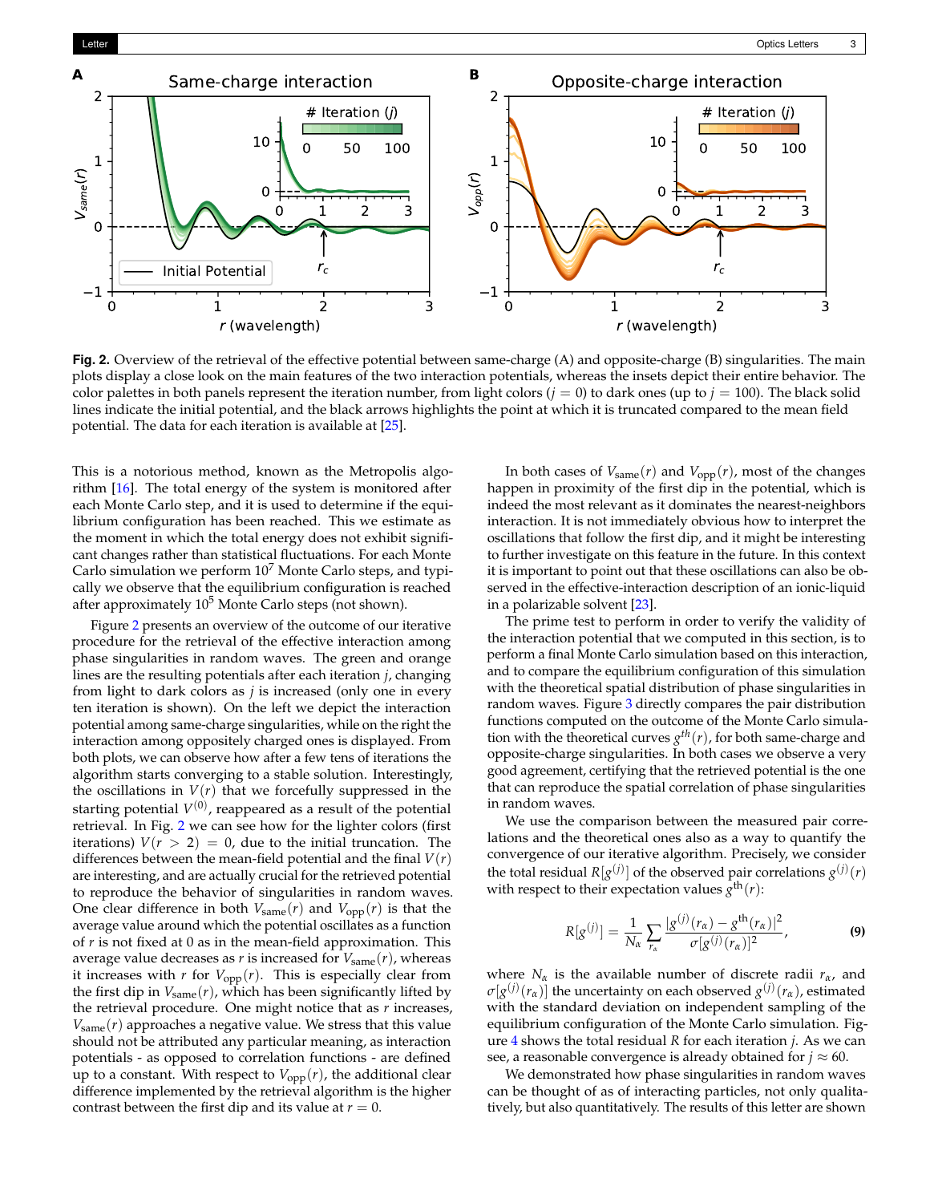**Fig. 2.** Overview of the retrieval of the effective potential between same-charge (A) and opposite-charge (B) singularities. The main plots display a close look on the main features of the two interaction potentials, whereas the insets depict their entire behavior. The color palettes in both panels represent the iteration number, from light colors ($j = 0$) to dark ones (up to $j = 100$). The black solid lines indicate the initial potential, and the black arrows highlights the point at which it is truncated compared to the mean field potential. The data for each iteration is available at [25].

This is a notorious method, known as the Metropolis algorithm [16]. The total energy of the system is monitored after each Monte Carlo step, and it is used to determine if the equilibrium configuration has been reached. This we estimate as the moment in which the total energy does not exhibit significant changes rather than statistical fluctuations. For each Monte Carlo simulation we perform $10^7$ Monte Carlo steps, and typically we observe that the equilibrium configuration is reached after approximately $10^5$ Monte Carlo steps (not shown).

Figure 2 presents an overview of the outcome of our iterative procedure for the retrieval of the effective interaction among phase singularities in random waves. The green and orange lines are the resulting potentials after each iteration $j$, changing from light to dark colors as $j$ is increased (only one in every ten iteration is shown). On the left we depict the interaction potential among same-charge singularities, while on the right the interaction among oppositely charged ones is displayed. From both plots, we can observe how after a few tens of iterations the algorithm starts converging to a stable solution. Interestingly, the oscillations in $V(r)$ that we forcefully suppressed in the starting potential $V^{(0)}$, reappeared as a result of the potential retrieval. In Fig. 2 we can see how for the lighter colors (first iterations) $V(r > 2) = 0$, due to the initial truncation. The differences between the mean-field potential and the final $V(r)$ are interesting, and are actually crucial for the retrieved potential to reproduce the behavior of singularities in random waves. One clear difference in both $V_{\text{same}}(r)$ and $V_{\text{opp}}(r)$ is that the average value around which the potential oscillates as a function of $r$ is not fixed at 0 as in the mean-field approximation. This average value decreases as $r$ is increased for $V_{\text{same}}(r)$, whereas it increases with $r$ for $V_{\text{opp}}(r)$. This is especially clear from the first dip in $V_{\text{same}}(r)$, which has been significantly lifted by the retrieval procedure. One might notice that as $r$ increases, $V_{\text{same}}(r)$ approaches a negative value. We stress that this value should not be attributed any particular meaning, as interaction potentials - as opposed to correlation functions - are defined up to a constant. With respect to $V_{\text{opp}}(r)$, the additional clear difference implemented by the retrieval algorithm is the higher contrast between the first dip and its value at $r = 0$.

In both cases of $V_{\text{same}}(r)$ and $V_{\text{opp}}(r)$, most of the changes happen in proximity of the first dip in the potential, which is indeed the most relevant as it dominates the nearest-neighbors interaction. It is not immediately obvious how to interpret the oscillations that follow the first dip, and it might be interesting to further investigate on this feature in the future. In this context it is important to point out that these oscillations can also be observed in the effective-interaction description of an ionic-liquid in a polarizable solvent [23].

The prime test to perform in order to verify the validity of the interaction potential that we computed in this section, is to perform a final Monte Carlo simulation based on this interaction, and to compare the equilibrium configuration of this simulation with the theoretical spatial distribution of phase singularities in random waves. Figure 3 directly compares the pair distribution functions computed on the outcome of the Monte Carlo simulation with the theoretical curves $g^{th}(r)$, for both same-charge and opposite-charge singularities. In both cases we observe a very good agreement, certifying that the retrieved potential is the one that can reproduce the spatial correlation of phase singularities in random waves.

We use the comparison between the measured pair correlations and the theoretical ones also as a way to quantify the convergence of our iterative algorithm. Precisely, we consider the total residual $R[g^{(j)}]$ of the observed pair correlations $g^{(j)}(r)$ with respect to their expectation values $g^{\text{th}}(r)$:

$$R[g^{(j)}] = \frac{1}{N_\alpha} \sum_{r_\alpha} \frac{|g^{(j)}(r_\alpha) - g^{\text{th}}(r_\alpha)|^2}{\sigma[g^{(j)}(r_\alpha)]^2}, \tag{9}$$

where $N_\alpha$ is the available number of discrete radii $r_\alpha$, and $\sigma[g^{(j)}(r_\alpha)]$ the uncertainty on each observed $g^{(j)}(r_\alpha)$, estimated with the standard deviation on independent sampling of the equilibrium configuration of the Monte Carlo simulation. Figure 4 shows the total residual $R$ for each iteration $j$. As we can see, a reasonable convergence is already obtained for $j \approx 60$.

We demonstrated how phase singularities in random waves can be thought of as of interacting particles, not only qualitatively, but also quantitatively. The results of this letter are shown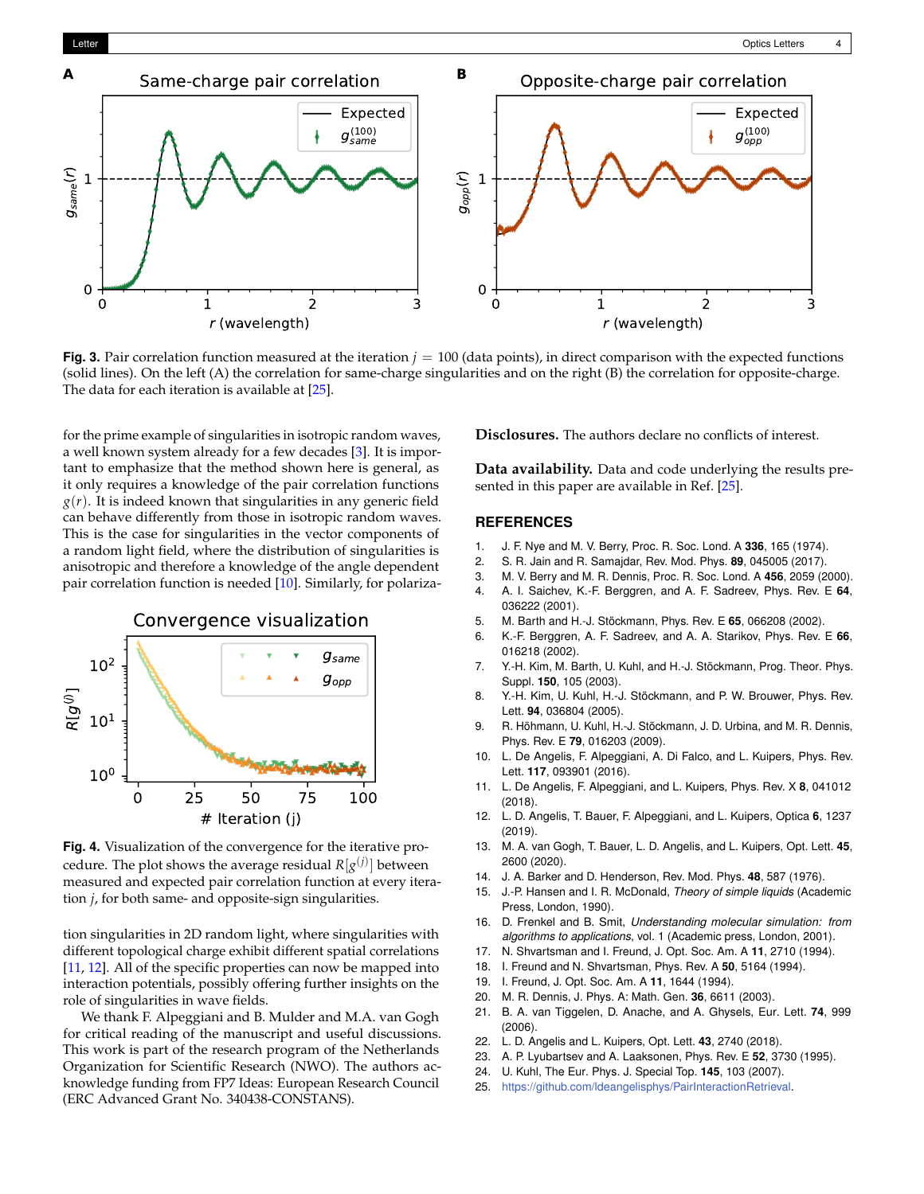A

Same-charge pair correlation

Expected

$g_{same}^{(100)}$

$g_{same}(r)$

0

1

0

1

2

3

$r$ (wavelength)

B

Opposite-charge pair correlation

Expected

$g_{opp}^{(100)}$

$g_{opp}(r)$

0

1

0

1

2

3

$r$ (wavelength)

**Fig. 3.** Pair correlation function measured at the iteration $j = 100$ (data points), in direct comparison with the expected functions (solid lines). On the left (A) the correlation for same-charge singularities and on the right (B) the correlation for opposite-charge. The data for each iteration is available at [25].

for the prime example of singularities in isotropic random waves, a well known system already for a few decades [3]. It is important to emphasize that the method shown here is general, as it only requires a knowledge of the pair correlation functions $g(r)$. It is indeed known that singularities in any generic field can behave differently from those in isotropic random waves. This is the case for singularities in the vector components of a random light field, where the distribution of singularities is anisotropic and therefore a knowledge of the angle dependent pair correlation function is needed [10]. Similarly, for polarization singularities in 2D random light, where singularities with different topological charge exhibit different spatial correlations [11, 12]. All of the specific properties can now be mapped into interaction potentials, possibly offering further insights on the role of singularities in wave fields.

We thank F. Alpeggiani and B. Mulder and M.A. van Gogh for critical reading of the manuscript and useful discussions. This work is part of the research program of the Netherlands Organization for Scientific Research (NWO). The authors acknowledge funding from FP7 Ideas: European Research Council (ERC Advanced Grant No. 340438-CONSTANS).

Convergence visualization

$g_{same}$

$g_{opp}$

$R[g^{(j)}]$

$10^2$

$10^1$

$10^0$

0

25

50

75

100

# Iteration (j)

**Fig. 4.** Visualization of the convergence for the iterative procedure. The plot shows the average residual $R[g^{(j)}]$ between measured and expected pair correlation function at every iteration $j$, for both same- and opposite-sign singularities.

**Disclosures.** The authors declare no conflicts of interest.

**Data availability.** Data and code underlying the results presented in this paper are available in Ref. [25].

## REFERENCES

1. J. F. Nye and M. V. Berry, Proc. R. Soc. Lond. A **336**, 165 (1974).
2. S. R. Jain and R. Samajdar, Rev. Mod. Phys. **89**, 045005 (2017).
3. M. V. Berry and M. R. Dennis, Proc. R. Soc. Lond. A **456**, 2059 (2000).
4. A. I. Saichev, K.-F. Berggren, and A. F. Sadreev, Phys. Rev. E **64**, 036222 (2001).
5. M. Barth and H.-J. Stöckmann, Phys. Rev. E **65**, 066208 (2002).
6. K.-F. Berggren, A. F. Sadreev, and A. A. Starikov, Phys. Rev. E **66**, 016218 (2002).
7. Y.-H. Kim, M. Barth, U. Kuhl, and H.-J. Stöckmann, Prog. Theor. Phys. Suppl. **150**, 105 (2003).
8. Y.-H. Kim, U. Kuhl, H.-J. Stöckmann, and P. W. Brouwer, Phys. Rev. Lett. **94**, 036804 (2005).
9. R. Höhmann, U. Kuhl, H.-J. Stöckmann, J. D. Urbina, and M. R. Dennis, Phys. Rev. E **79**, 016203 (2009).
10. L. De Angelis, F. Alpeggiani, A. Di Falco, and L. Kuipers, Phys. Rev. Lett. **117**, 093901 (2016).
11. L. De Angelis, F. Alpeggiani, and L. Kuipers, Phys. Rev. X **8**, 041012 (2018).
12. L. D. Angelis, T. Bauer, F. Alpeggiani, and L. Kuipers, Optica **6**, 1237 (2019).
13. M. A. van Gogh, T. Bauer, L. D. Angelis, and L. Kuipers, Opt. Lett. **45**, 2600 (2020).
14. J. A. Barker and D. Henderson, Rev. Mod. Phys. **48**, 587 (1976).
15. J.-P. Hansen and I. R. McDonald, *Theory of simple liquids* (Academic Press, London, 1990).
16. D. Frenkel and B. Smit, *Understanding molecular simulation: from algorithms to applications*, vol. 1 (Academic press, London, 2001).
17. N. Shvartsman and I. Freund, J. Opt. Soc. Am. A **11**, 2710 (1994).
18. I. Freund and N. Shvartsman, Phys. Rev. A **50**, 5164 (1994).
19. I. Freund, J. Opt. Soc. Am. A **11**, 1644 (1994).
20. M. R. Dennis, J. Phys. A: Math. Gen. **36**, 6611 (2003).
21. B. A. van Tiggelen, D. Anache, and A. Ghysels, Eur. Lett. **74**, 999 (2006).
22. L. D. Angelis and L. Kuipers, Opt. Lett. **43**, 2740 (2018).
23. A. P. Lyubartsev and A. Laaksonen, Phys. Rev. E **52**, 3730 (1995).
24. U. Kuhl, The Eur. Phys. J. Special Top. **145**, 103 (2007).
25. https://github.com/ldeangelisphys/PairInteractionRetrieval.